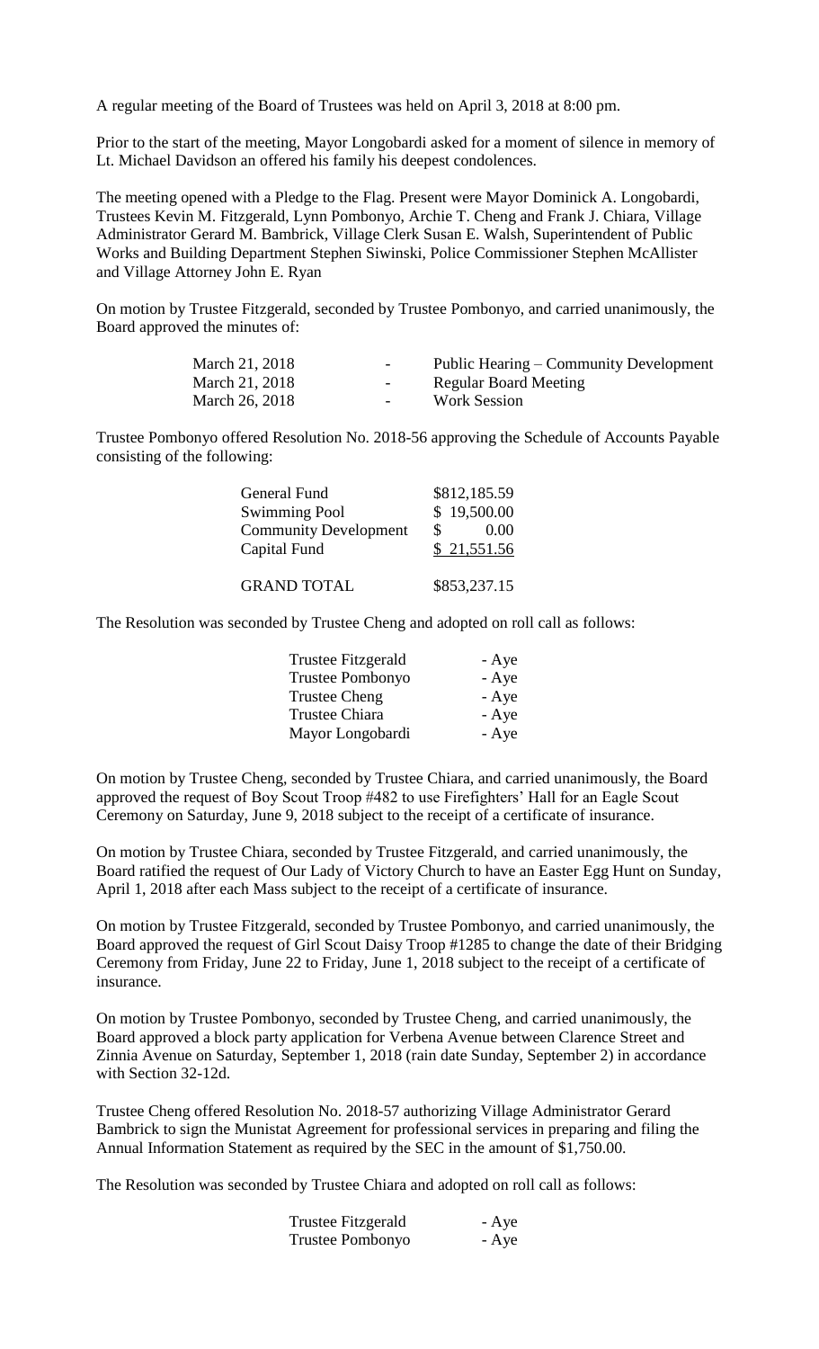A regular meeting of the Board of Trustees was held on April 3, 2018 at 8:00 pm.

Prior to the start of the meeting, Mayor Longobardi asked for a moment of silence in memory of Lt. Michael Davidson an offered his family his deepest condolences.

The meeting opened with a Pledge to the Flag. Present were Mayor Dominick A. Longobardi, Trustees Kevin M. Fitzgerald, Lynn Pombonyo, Archie T. Cheng and Frank J. Chiara, Village Administrator Gerard M. Bambrick, Village Clerk Susan E. Walsh, Superintendent of Public Works and Building Department Stephen Siwinski, Police Commissioner Stephen McAllister and Village Attorney John E. Ryan

On motion by Trustee Fitzgerald, seconded by Trustee Pombonyo, and carried unanimously, the Board approved the minutes of:

| | | |
|---|---|---|
| March 21, 2018 | - | Public Hearing – Community Development |
| March 21, 2018 | - | Regular Board Meeting |
| March 26, 2018 | - | Work Session |

Trustee Pombonyo offered Resolution No. 2018-56 approving the Schedule of Accounts Payable consisting of the following:

| | |
|---|---|
| General Fund | \$812,185.59 |
| Swimming Pool | \$ 19,500.00 |
| Community Development | \$ 0.00 |
| Capital Fund | \$ 21,551.56 |
| GRAND TOTAL | \$853,237.15 |

The Resolution was seconded by Trustee Cheng and adopted on roll call as follows:

| | |
|---|---|
| Trustee Fitzgerald | - Aye |
| Trustee Pombonyo | - Aye |
| Trustee Cheng | - Aye |
| Trustee Chiara | - Aye |
| Mayor Longobardi | - Aye |

On motion by Trustee Cheng, seconded by Trustee Chiara, and carried unanimously, the Board approved the request of Boy Scout Troop #482 to use Firefighters' Hall for an Eagle Scout Ceremony on Saturday, June 9, 2018 subject to the receipt of a certificate of insurance.

On motion by Trustee Chiara, seconded by Trustee Fitzgerald, and carried unanimously, the Board ratified the request of Our Lady of Victory Church to have an Easter Egg Hunt on Sunday, April 1, 2018 after each Mass subject to the receipt of a certificate of insurance.

On motion by Trustee Fitzgerald, seconded by Trustee Pombonyo, and carried unanimously, the Board approved the request of Girl Scout Daisy Troop #1285 to change the date of their Bridging Ceremony from Friday, June 22 to Friday, June 1, 2018 subject to the receipt of a certificate of insurance.

On motion by Trustee Pombonyo, seconded by Trustee Cheng, and carried unanimously, the Board approved a block party application for Verbena Avenue between Clarence Street and Zinnia Avenue on Saturday, September 1, 2018 (rain date Sunday, September 2) in accordance with Section 32-12d.

Trustee Cheng offered Resolution No. 2018-57 authorizing Village Administrator Gerard Bambrick to sign the Munistat Agreement for professional services in preparing and filing the Annual Information Statement as required by the SEC in the amount of \$1,750.00.

The Resolution was seconded by Trustee Chiara and adopted on roll call as follows:

| | |
|---|---|
| Trustee Fitzgerald | - Aye |
| Trustee Pombonyo | - Aye |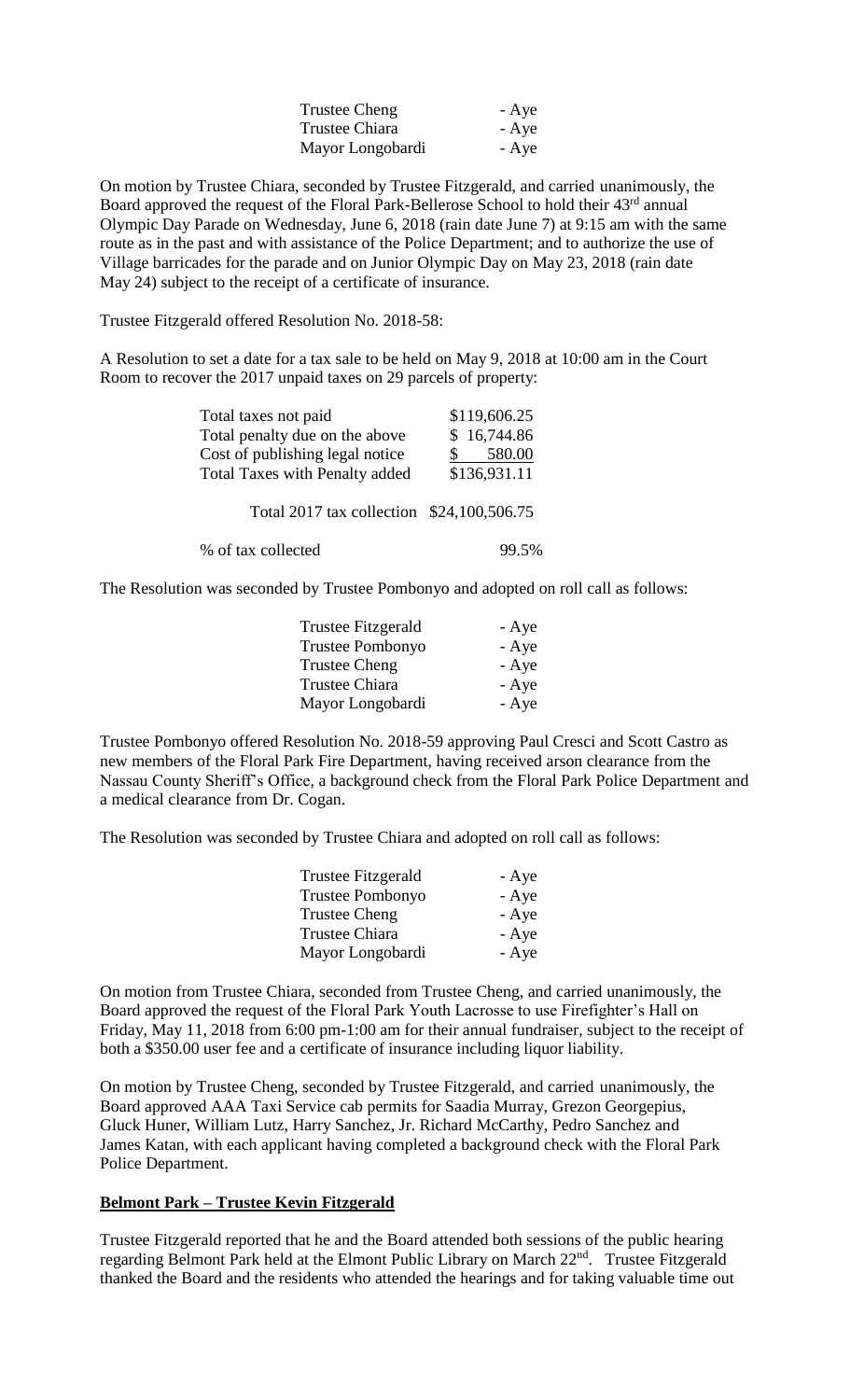| | |
|---|---|
| Trustee Cheng | - Aye |
| Trustee Chiara | - Aye |
| Mayor Longobardi | - Aye |

On motion by Trustee Chiara, seconded by Trustee Fitzgerald, and carried unanimously, the Board approved the request of the Floral Park-Bellerose School to hold their 43rd annual Olympic Day Parade on Wednesday, June 6, 2018 (rain date June 7) at 9:15 am with the same route as in the past and with assistance of the Police Department; and to authorize the use of Village barricades for the parade and on Junior Olympic Day on May 23, 2018 (rain date May 24) subject to the receipt of a certificate of insurance.

Trustee Fitzgerald offered Resolution No. 2018-58:

A Resolution to set a date for a tax sale to be held on May 9, 2018 at 10:00 am in the Court Room to recover the 2017 unpaid taxes on 29 parcels of property:

| | |
|---|---|
| Total taxes not paid | \$119,606.25 |
| Total penalty due on the above | \$ 16,744.86 |
| Cost of publishing legal notice | \$ 580.00 |
| Total Taxes with Penalty added | \$136,931.11 |
| Total 2017 tax collection | \$24,100,506.75 |
| % of tax collected | 99.5% |

The Resolution was seconded by Trustee Pombonyo and adopted on roll call as follows:

| | |
|---|---|
| Trustee Fitzgerald | - Aye |
| Trustee Pombonyo | - Aye |
| Trustee Cheng | - Aye |
| Trustee Chiara | - Aye |
| Mayor Longobardi | - Aye |

Trustee Pombonyo offered Resolution No. 2018-59 approving Paul Cresci and Scott Castro as new members of the Floral Park Fire Department, having received arson clearance from the Nassau County Sheriff's Office, a background check from the Floral Park Police Department and a medical clearance from Dr. Cogan.

The Resolution was seconded by Trustee Chiara and adopted on roll call as follows:

| | |
|---|---|
| Trustee Fitzgerald | - Aye |
| Trustee Pombonyo | - Aye |
| Trustee Cheng | - Aye |
| Trustee Chiara | - Aye |
| Mayor Longobardi | - Aye |

On motion from Trustee Chiara, seconded from Trustee Cheng, and carried unanimously, the Board approved the request of the Floral Park Youth Lacrosse to use Firefighter's Hall on Friday, May 11, 2018 from 6:00 pm-1:00 am for their annual fundraiser, subject to the receipt of both a \$350.00 user fee and a certificate of insurance including liquor liability.

On motion by Trustee Cheng, seconded by Trustee Fitzgerald, and carried unanimously, the Board approved AAA Taxi Service cab permits for Saadia Murray, Grezon Georgepius, Gluck Huner, William Lutz, Harry Sanchez, Jr. Richard McCarthy, Pedro Sanchez and James Katan, with each applicant having completed a background check with the Floral Park Police Department.

**Belmont Park – Trustee Kevin Fitzgerald**

Trustee Fitzgerald reported that he and the Board attended both sessions of the public hearing regarding Belmont Park held at the Elmont Public Library on March 22nd. Trustee Fitzgerald thanked the Board and the residents who attended the hearings and for taking valuable time out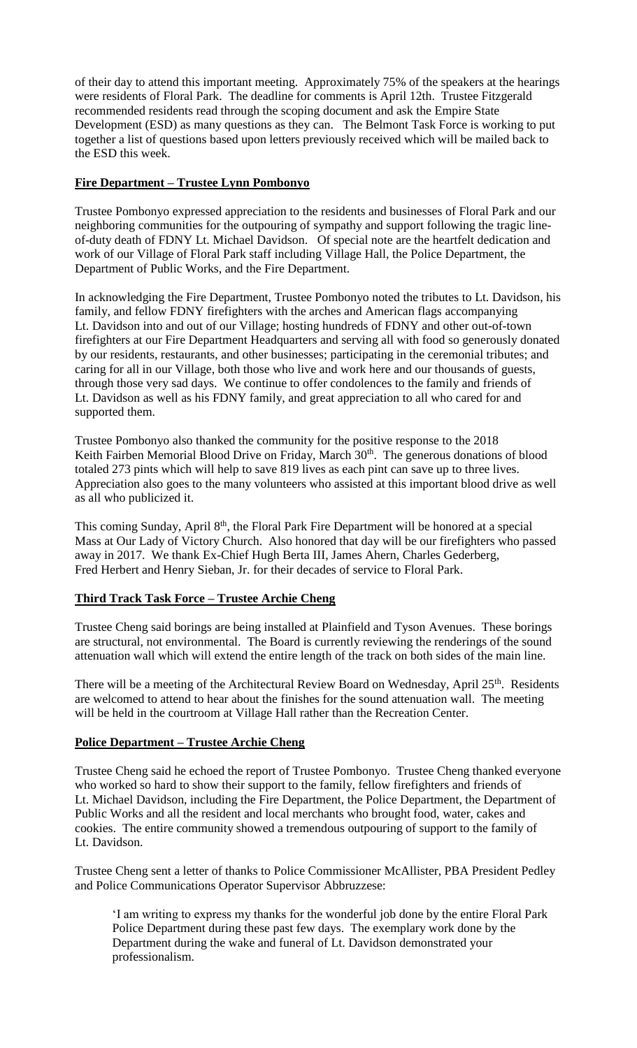of their day to attend this important meeting. Approximately 75% of the speakers at the hearings were residents of Floral Park. The deadline for comments is April 12th. Trustee Fitzgerald recommended residents read through the scoping document and ask the Empire State Development (ESD) as many questions as they can. The Belmont Task Force is working to put together a list of questions based upon letters previously received which will be mailed back to the ESD this week.

**Fire Department – Trustee Lynn Pombonyo**

Trustee Pombonyo expressed appreciation to the residents and businesses of Floral Park and our neighboring communities for the outpouring of sympathy and support following the tragic line-of-duty death of FDNY Lt. Michael Davidson. Of special note are the heartfelt dedication and work of our Village of Floral Park staff including Village Hall, the Police Department, the Department of Public Works, and the Fire Department.

In acknowledging the Fire Department, Trustee Pombonyo noted the tributes to Lt. Davidson, his family, and fellow FDNY firefighters with the arches and American flags accompanying Lt. Davidson into and out of our Village; hosting hundreds of FDNY and other out-of-town firefighters at our Fire Department Headquarters and serving all with food so generously donated by our residents, restaurants, and other businesses; participating in the ceremonial tributes; and caring for all in our Village, both those who live and work here and our thousands of guests, through those very sad days. We continue to offer condolences to the family and friends of Lt. Davidson as well as his FDNY family, and great appreciation to all who cared for and supported them.

Trustee Pombonyo also thanked the community for the positive response to the 2018 Keith Fairben Memorial Blood Drive on Friday, March 30th. The generous donations of blood totaled 273 pints which will help to save 819 lives as each pint can save up to three lives. Appreciation also goes to the many volunteers who assisted at this important blood drive as well as all who publicized it.

This coming Sunday, April 8th, the Floral Park Fire Department will be honored at a special Mass at Our Lady of Victory Church. Also honored that day will be our firefighters who passed away in 2017. We thank Ex-Chief Hugh Berta III, James Ahern, Charles Gederberg, Fred Herbert and Henry Sieban, Jr. for their decades of service to Floral Park.

**Third Track Task Force – Trustee Archie Cheng**

Trustee Cheng said borings are being installed at Plainfield and Tyson Avenues. These borings are structural, not environmental. The Board is currently reviewing the renderings of the sound attenuation wall which will extend the entire length of the track on both sides of the main line.

There will be a meeting of the Architectural Review Board on Wednesday, April 25th. Residents are welcomed to attend to hear about the finishes for the sound attenuation wall. The meeting will be held in the courtroom at Village Hall rather than the Recreation Center.

**Police Department – Trustee Archie Cheng**

Trustee Cheng said he echoed the report of Trustee Pombonyo. Trustee Cheng thanked everyone who worked so hard to show their support to the family, fellow firefighters and friends of Lt. Michael Davidson, including the Fire Department, the Police Department, the Department of Public Works and all the resident and local merchants who brought food, water, cakes and cookies. The entire community showed a tremendous outpouring of support to the family of Lt. Davidson.

Trustee Cheng sent a letter of thanks to Police Commissioner McAllister, PBA President Pedley and Police Communications Operator Supervisor Abbruzzese:

> 'I am writing to express my thanks for the wonderful job done by the entire Floral Park Police Department during these past few days. The exemplary work done by the Department during the wake and funeral of Lt. Davidson demonstrated your professionalism.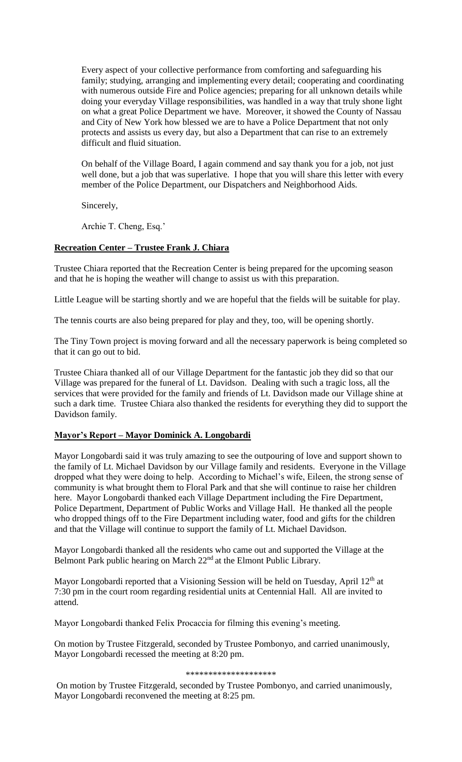Every aspect of your collective performance from comforting and safeguarding his family; studying, arranging and implementing every detail; cooperating and coordinating with numerous outside Fire and Police agencies; preparing for all unknown details while doing your everyday Village responsibilities, was handled in a way that truly shone light on what a great Police Department we have. Moreover, it showed the County of Nassau and City of New York how blessed we are to have a Police Department that not only protects and assists us every day, but also a Department that can rise to an extremely difficult and fluid situation.

On behalf of the Village Board, I again commend and say thank you for a job, not just well done, but a job that was superlative. I hope that you will share this letter with every member of the Police Department, our Dispatchers and Neighborhood Aids.

Sincerely,

Archie T. Cheng, Esq.'

**Recreation Center – Trustee Frank J. Chiara**

Trustee Chiara reported that the Recreation Center is being prepared for the upcoming season and that he is hoping the weather will change to assist us with this preparation.

Little League will be starting shortly and we are hopeful that the fields will be suitable for play.

The tennis courts are also being prepared for play and they, too, will be opening shortly.

The Tiny Town project is moving forward and all the necessary paperwork is being completed so that it can go out to bid.

Trustee Chiara thanked all of our Village Department for the fantastic job they did so that our Village was prepared for the funeral of Lt. Davidson. Dealing with such a tragic loss, all the services that were provided for the family and friends of Lt. Davidson made our Village shine at such a dark time. Trustee Chiara also thanked the residents for everything they did to support the Davidson family.

**Mayor's Report – Mayor Dominick A. Longobardi**

Mayor Longobardi said it was truly amazing to see the outpouring of love and support shown to the family of Lt. Michael Davidson by our Village family and residents. Everyone in the Village dropped what they were doing to help. According to Michael's wife, Eileen, the strong sense of community is what brought them to Floral Park and that she will continue to raise her children here. Mayor Longobardi thanked each Village Department including the Fire Department, Police Department, Department of Public Works and Village Hall. He thanked all the people who dropped things off to the Fire Department including water, food and gifts for the children and that the Village will continue to support the family of Lt. Michael Davidson.

Mayor Longobardi thanked all the residents who came out and supported the Village at the Belmont Park public hearing on March 22nd at the Elmont Public Library.

Mayor Longobardi reported that a Visioning Session will be held on Tuesday, April 12th at 7:30 pm in the court room regarding residential units at Centennial Hall. All are invited to attend.

Mayor Longobardi thanked Felix Procaccia for filming this evening's meeting.

On motion by Trustee Fitzgerald, seconded by Trustee Pombonyo, and carried unanimously, Mayor Longobardi recessed the meeting at 8:20 pm.

********************

On motion by Trustee Fitzgerald, seconded by Trustee Pombonyo, and carried unanimously, Mayor Longobardi reconvened the meeting at 8:25 pm.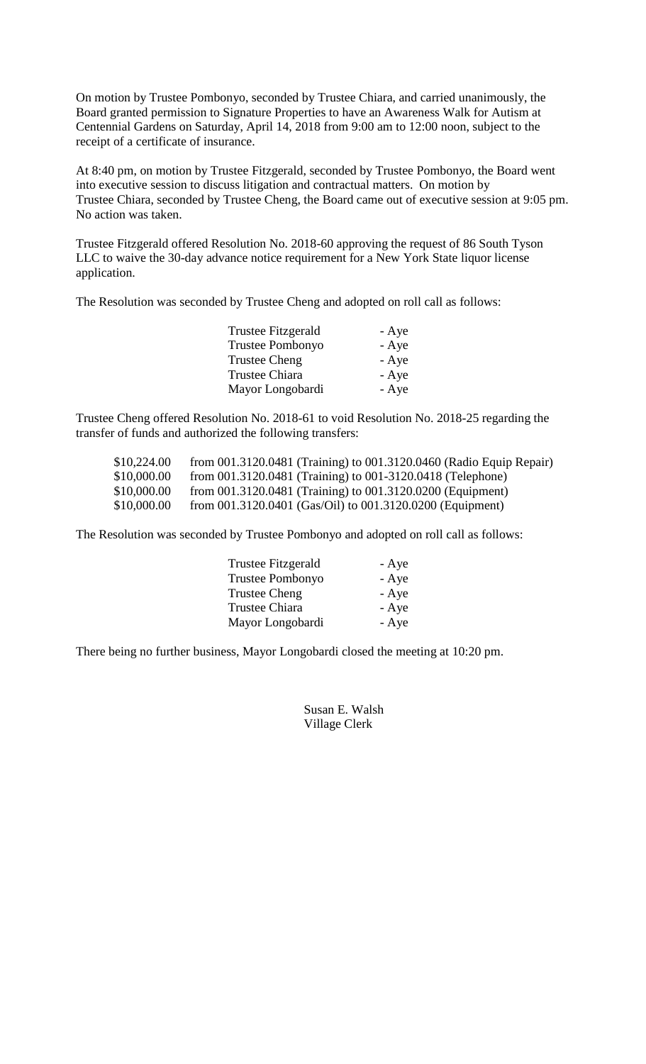On motion by Trustee Pombonyo, seconded by Trustee Chiara, and carried unanimously, the Board granted permission to Signature Properties to have an Awareness Walk for Autism at Centennial Gardens on Saturday, April 14, 2018 from 9:00 am to 12:00 noon, subject to the receipt of a certificate of insurance.

At 8:40 pm, on motion by Trustee Fitzgerald, seconded by Trustee Pombonyo, the Board went into executive session to discuss litigation and contractual matters. On motion by Trustee Chiara, seconded by Trustee Cheng, the Board came out of executive session at 9:05 pm. No action was taken.

Trustee Fitzgerald offered Resolution No. 2018-60 approving the request of 86 South Tyson LLC to waive the 30-day advance notice requirement for a New York State liquor license application.

The Resolution was seconded by Trustee Cheng and adopted on roll call as follows:

| | |
|---|---|
| Trustee Fitzgerald | - Aye |
| Trustee Pombonyo | - Aye |
| Trustee Cheng | - Aye |
| Trustee Chiara | - Aye |
| Mayor Longobardi | - Aye |

Trustee Cheng offered Resolution No. 2018-61 to void Resolution No. 2018-25 regarding the transfer of funds and authorized the following transfers:

| | |
|---|---|
| $10,224.00 | from 001.3120.0481 (Training) to 001.3120.0460 (Radio Equip Repair) |
| $10,000.00 | from 001.3120.0481 (Training) to 001-3120.0418 (Telephone) |
| $10,000.00 | from 001.3120.0481 (Training) to 001.3120.0200 (Equipment) |
| $10,000.00 | from 001.3120.0401 (Gas/Oil) to 001.3120.0200 (Equipment) |

The Resolution was seconded by Trustee Pombonyo and adopted on roll call as follows:

| | |
|---|---|
| Trustee Fitzgerald | - Aye |
| Trustee Pombonyo | - Aye |
| Trustee Cheng | - Aye |
| Trustee Chiara | - Aye |
| Mayor Longobardi | - Aye |

There being no further business, Mayor Longobardi closed the meeting at 10:20 pm.

Susan E. Walsh
Village Clerk